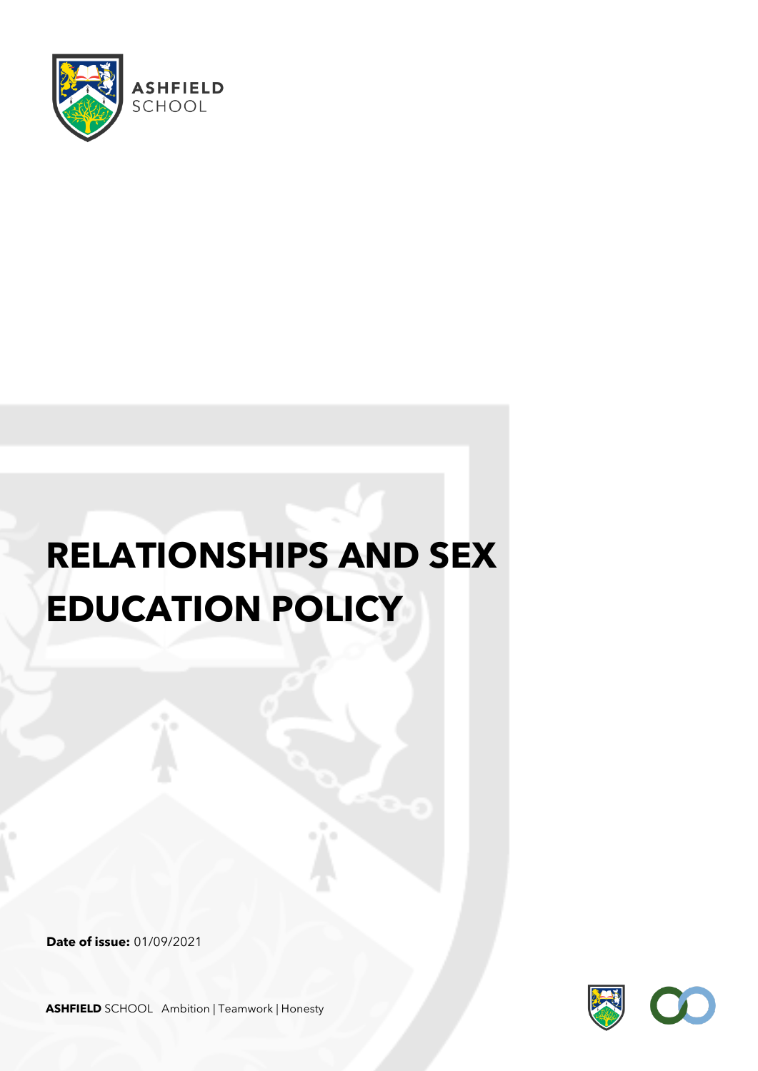ASHFIELD SCHOOL

# RELATIONSHIPS AND SEX EDUCATION POLICY

**Date of issue:** 01/09/2021

**ASHFIELD** SCHOOL Ambition | Teamwork | Honesty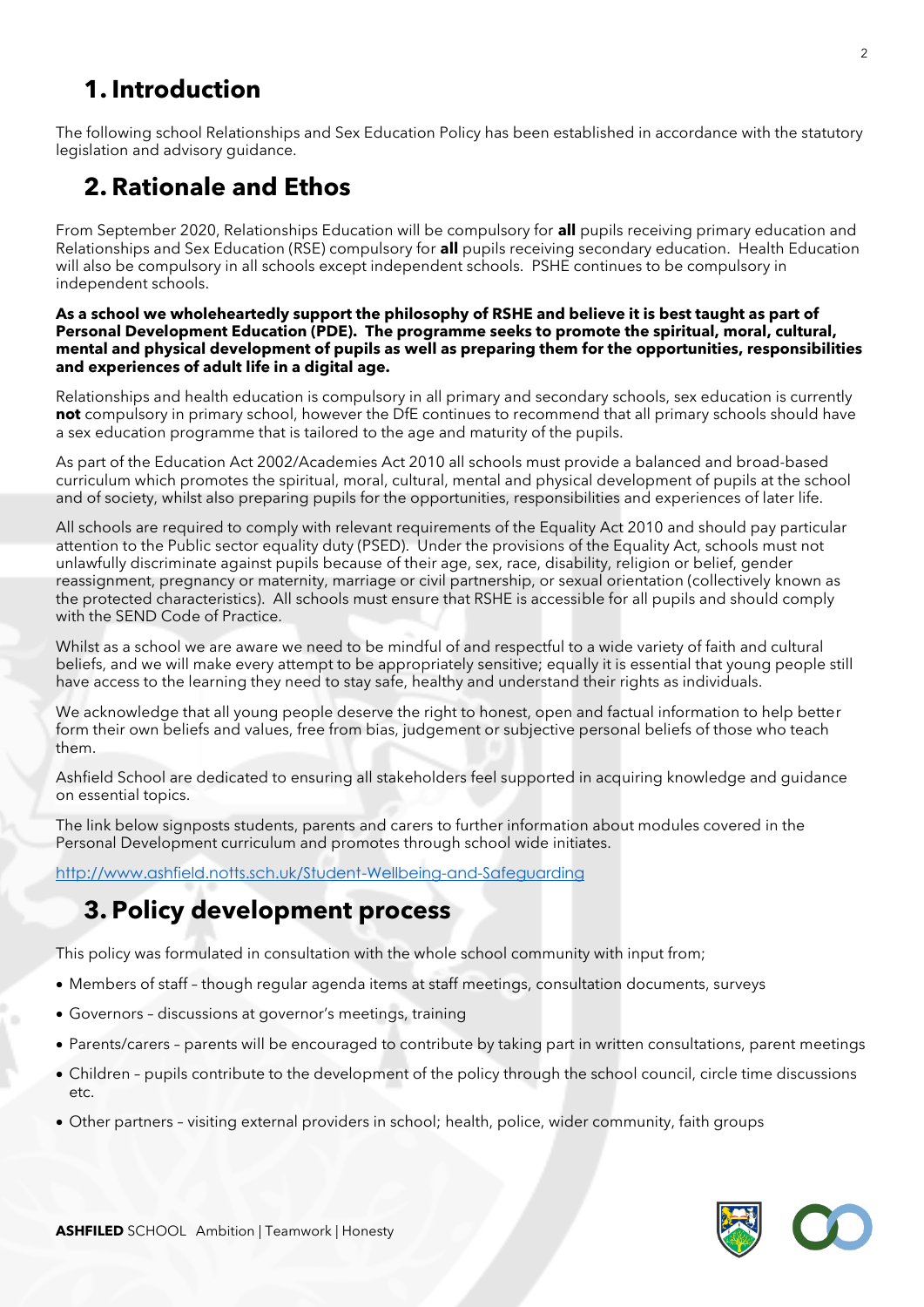# 1. Introduction

The following school Relationships and Sex Education Policy has been established in accordance with the statutory legislation and advisory guidance.

# 2. Rationale and Ethos

From September 2020, Relationships Education will be compulsory for **all** pupils receiving primary education and Relationships and Sex Education (RSE) compulsory for **all** pupils receiving secondary education. Health Education will also be compulsory in all schools except independent schools. PSHE continues to be compulsory in independent schools.

**As a school we wholeheartedly support the philosophy of RSHE and believe it is best taught as part of Personal Development Education (PDE). The programme seeks to promote the spiritual, moral, cultural, mental and physical development of pupils as well as preparing them for the opportunities, responsibilities and experiences of adult life in a digital age.**

Relationships and health education is compulsory in all primary and secondary schools, sex education is currently **not** compulsory in primary school, however the DfE continues to recommend that all primary schools should have a sex education programme that is tailored to the age and maturity of the pupils.

As part of the Education Act 2002/Academies Act 2010 all schools must provide a balanced and broad-based curriculum which promotes the spiritual, moral, cultural, mental and physical development of pupils at the school and of society, whilst also preparing pupils for the opportunities, responsibilities and experiences of later life.

All schools are required to comply with relevant requirements of the Equality Act 2010 and should pay particular attention to the Public sector equality duty (PSED). Under the provisions of the Equality Act, schools must not unlawfully discriminate against pupils because of their age, sex, race, disability, religion or belief, gender reassignment, pregnancy or maternity, marriage or civil partnership, or sexual orientation (collectively known as the protected characteristics). All schools must ensure that RSHE is accessible for all pupils and should comply with the SEND Code of Practice.

Whilst as a school we are aware we need to be mindful of and respectful to a wide variety of faith and cultural beliefs, and we will make every attempt to be appropriately sensitive; equally it is essential that young people still have access to the learning they need to stay safe, healthy and understand their rights as individuals.

We acknowledge that all young people deserve the right to honest, open and factual information to help better form their own beliefs and values, free from bias, judgement or subjective personal beliefs of those who teach them.

Ashfield School are dedicated to ensuring all stakeholders feel supported in acquiring knowledge and guidance on essential topics.

The link below signposts students, parents and carers to further information about modules covered in the Personal Development curriculum and promotes through school wide initiates.

http://www.ashfield.notts.sch.uk/Student-Wellbeing-and-Safeguarding

# 3. Policy development process

This policy was formulated in consultation with the whole school community with input from;

- Members of staff – though regular agenda items at staff meetings, consultation documents, surveys
- Governors – discussions at governor's meetings, training
- Parents/carers – parents will be encouraged to contribute by taking part in written consultations, parent meetings
- Children – pupils contribute to the development of the policy through the school council, circle time discussions etc.
- Other partners – visiting external providers in school; health, police, wider community, faith groups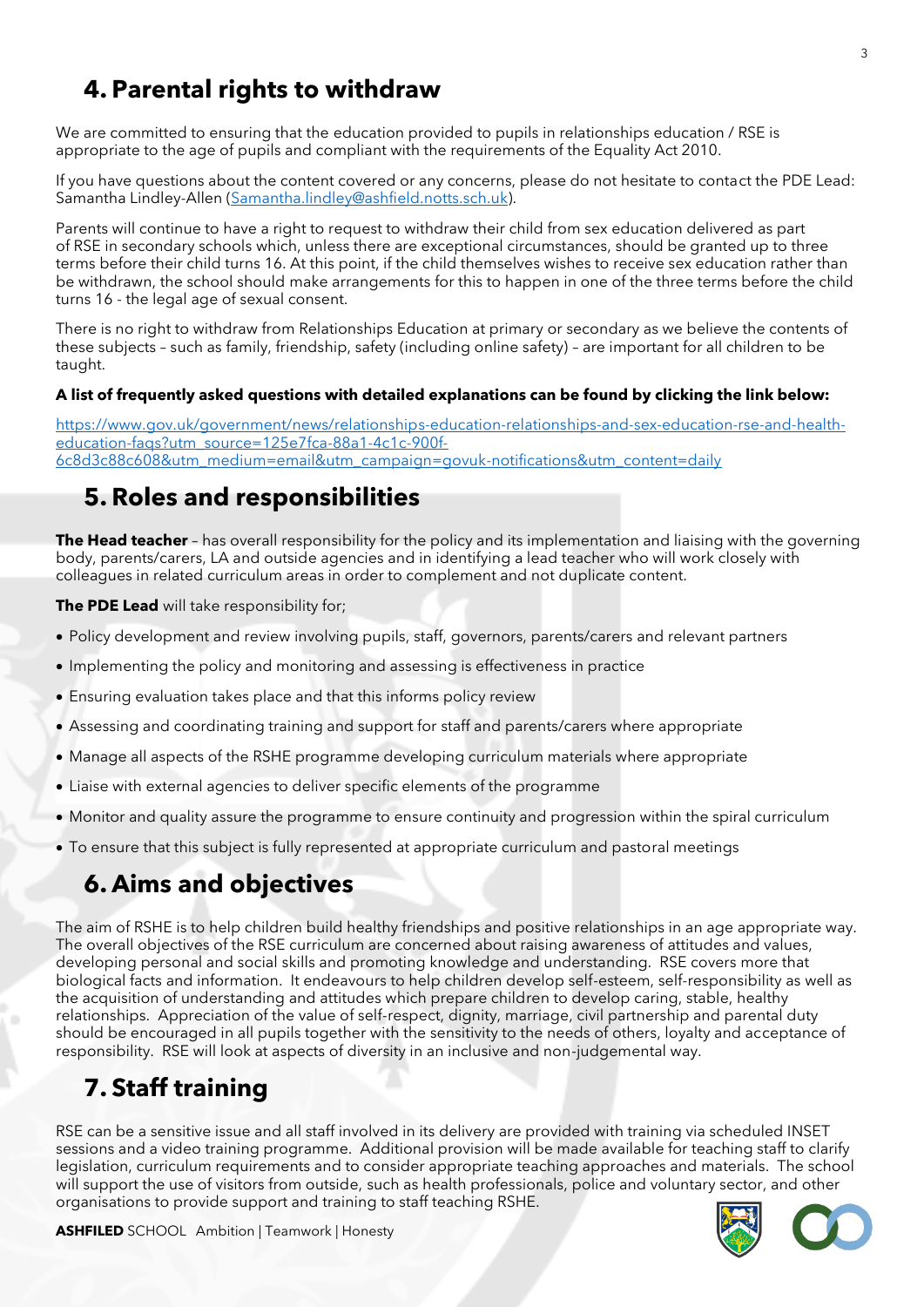# 4. Parental rights to withdraw

We are committed to ensuring that the education provided to pupils in relationships education / RSE is appropriate to the age of pupils and compliant with the requirements of the Equality Act 2010.

If you have questions about the content covered or any concerns, please do not hesitate to contact the PDE Lead: Samantha Lindley-Allen (Samantha.lindley@ashfield.notts.sch.uk).

Parents will continue to have a right to request to withdraw their child from sex education delivered as part of RSE in secondary schools which, unless there are exceptional circumstances, should be granted up to three terms before their child turns 16. At this point, if the child themselves wishes to receive sex education rather than be withdrawn, the school should make arrangements for this to happen in one of the three terms before the child turns 16 - the legal age of sexual consent.

There is no right to withdraw from Relationships Education at primary or secondary as we believe the contents of these subjects – such as family, friendship, safety (including online safety) – are important for all children to be taught.

**A list of frequently asked questions with detailed explanations can be found by clicking the link below:**

https://www.gov.uk/government/news/relationships-education-relationships-and-sex-education-rse-and-health-education-faqs?utm_source=125e7fca-88a1-4c1c-900f-6c8d3c88c608&utm_medium=email&utm_campaign=govuk-notifications&utm_content=daily

# 5. Roles and responsibilities

**The Head teacher** – has overall responsibility for the policy and its implementation and liaising with the governing body, parents/carers, LA and outside agencies and in identifying a lead teacher who will work closely with colleagues in related curriculum areas in order to complement and not duplicate content.

**The PDE Lead** will take responsibility for;

- Policy development and review involving pupils, staff, governors, parents/carers and relevant partners
- Implementing the policy and monitoring and assessing is effectiveness in practice
- Ensuring evaluation takes place and that this informs policy review
- Assessing and coordinating training and support for staff and parents/carers where appropriate
- Manage all aspects of the RSHE programme developing curriculum materials where appropriate
- Liaise with external agencies to deliver specific elements of the programme
- Monitor and quality assure the programme to ensure continuity and progression within the spiral curriculum
- To ensure that this subject is fully represented at appropriate curriculum and pastoral meetings

# 6. Aims and objectives

The aim of RSHE is to help children build healthy friendships and positive relationships in an age appropriate way. The overall objectives of the RSE curriculum are concerned about raising awareness of attitudes and values, developing personal and social skills and promoting knowledge and understanding. RSE covers more that biological facts and information. It endeavours to help children develop self-esteem, self-responsibility as well as the acquisition of understanding and attitudes which prepare children to develop caring, stable, healthy relationships. Appreciation of the value of self-respect, dignity, marriage, civil partnership and parental duty should be encouraged in all pupils together with the sensitivity to the needs of others, loyalty and acceptance of responsibility. RSE will look at aspects of diversity in an inclusive and non-judgemental way.

# 7. Staff training

RSE can be a sensitive issue and all staff involved in its delivery are provided with training via scheduled INSET sessions and a video training programme. Additional provision will be made available for teaching staff to clarify legislation, curriculum requirements and to consider appropriate teaching approaches and materials. The school will support the use of visitors from outside, such as health professionals, police and voluntary sector, and other organisations to provide support and training to staff teaching RSHE.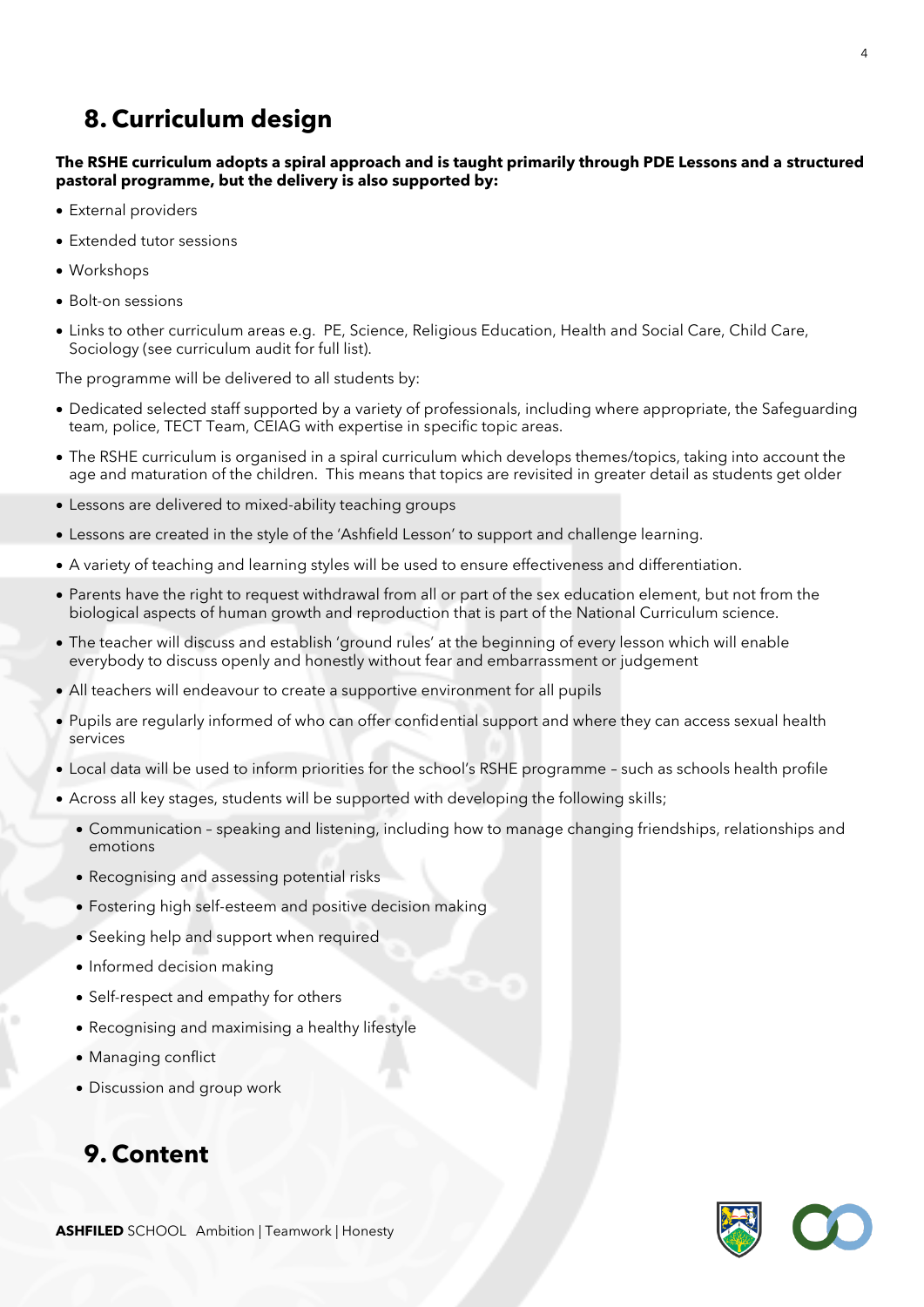## 8. Curriculum design

**The RSHE curriculum adopts a spiral approach and is taught primarily through PDE Lessons and a structured pastoral programme, but the delivery is also supported by:**

- External providers
- Extended tutor sessions
- Workshops
- Bolt-on sessions
- Links to other curriculum areas e.g. PE, Science, Religious Education, Health and Social Care, Child Care, Sociology (see curriculum audit for full list).

The programme will be delivered to all students by:

- Dedicated selected staff supported by a variety of professionals, including where appropriate, the Safeguarding team, police, TECT Team, CEIAG with expertise in specific topic areas.
- The RSHE curriculum is organised in a spiral curriculum which develops themes/topics, taking into account the age and maturation of the children. This means that topics are revisited in greater detail as students get older
- Lessons are delivered to mixed-ability teaching groups
- Lessons are created in the style of the 'Ashfield Lesson' to support and challenge learning.
- A variety of teaching and learning styles will be used to ensure effectiveness and differentiation.
- Parents have the right to request withdrawal from all or part of the sex education element, but not from the biological aspects of human growth and reproduction that is part of the National Curriculum science.
- The teacher will discuss and establish 'ground rules' at the beginning of every lesson which will enable everybody to discuss openly and honestly without fear and embarrassment or judgement
- All teachers will endeavour to create a supportive environment for all pupils
- Pupils are regularly informed of who can offer confidential support and where they can access sexual health services
- Local data will be used to inform priorities for the school's RSHE programme – such as schools health profile
- Across all key stages, students will be supported with developing the following skills;
  - Communication – speaking and listening, including how to manage changing friendships, relationships and emotions
  - Recognising and assessing potential risks
  - Fostering high self-esteem and positive decision making
  - Seeking help and support when required
  - Informed decision making
  - Self-respect and empathy for others
  - Recognising and maximising a healthy lifestyle
  - Managing conflict
  - Discussion and group work

## 9. Content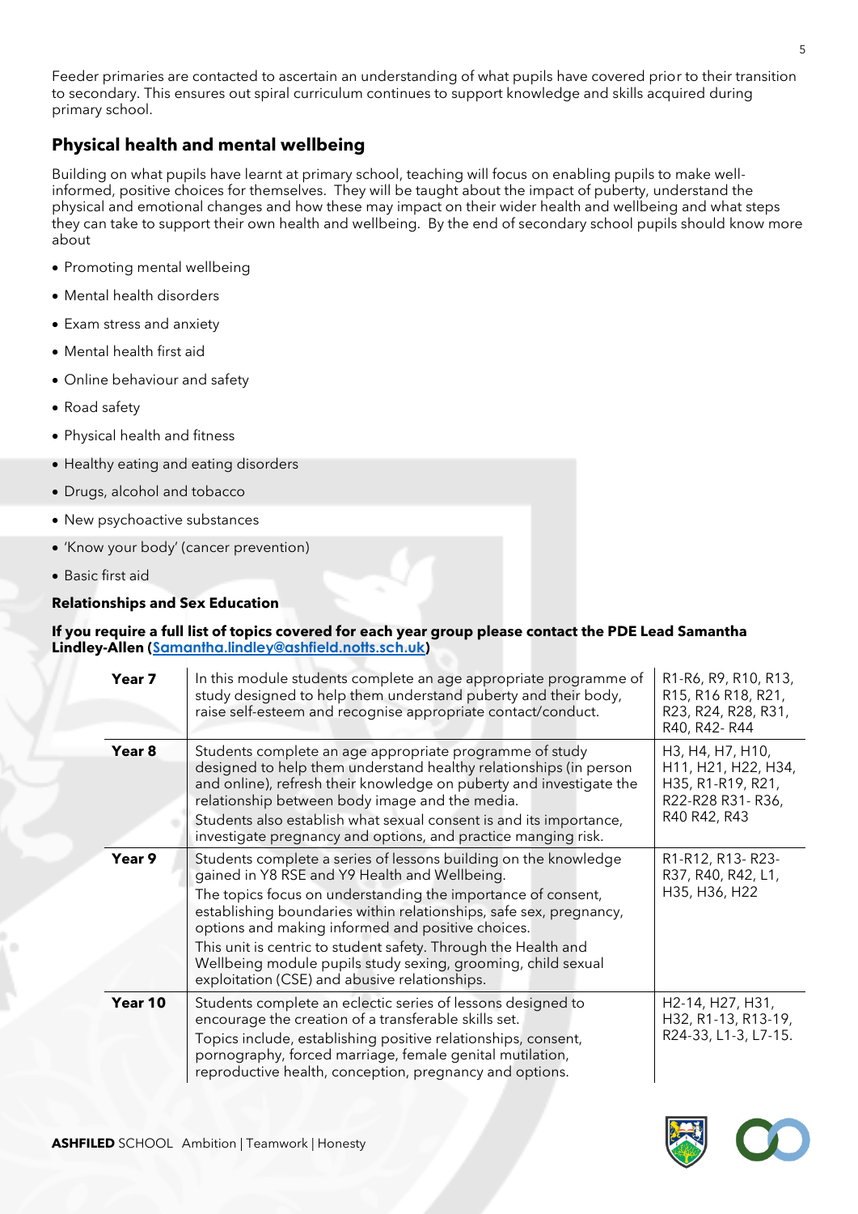Feeder primaries are contacted to ascertain an understanding of what pupils have covered prior to their transition to secondary. This ensures out spiral curriculum continues to support knowledge and skills acquired during primary school.

## Physical health and mental wellbeing

Building on what pupils have learnt at primary school, teaching will focus on enabling pupils to make well-informed, positive choices for themselves. They will be taught about the impact of puberty, understand the physical and emotional changes and how these may impact on their wider health and wellbeing and what steps they can take to support their own health and wellbeing. By the end of secondary school pupils should know more about

- Promoting mental wellbeing
- Mental health disorders
- Exam stress and anxiety
- Mental health first aid
- Online behaviour and safety
- Road safety
- Physical health and fitness
- Healthy eating and eating disorders
- Drugs, alcohol and tobacco
- New psychoactive substances
- 'Know your body' (cancer prevention)
- Basic first aid

**Relationships and Sex Education**

**If you require a full list of topics covered for each year group please contact the PDE Lead Samantha Lindley-Allen ([Samantha.lindley@ashfield.notts.sch.uk](mailto:Samantha.lindley@ashfield.notts.sch.uk))**

| | | |
|---|---|---|
| **Year 7** | In this module students complete an age appropriate programme of study designed to help them understand puberty and their body, raise self-esteem and recognise appropriate contact/conduct. | R1-R6, R9, R10, R13, R15, R16 R18, R21, R23, R24, R28, R31, R40, R42- R44 |
| **Year 8** | Students complete an age appropriate programme of study designed to help them understand healthy relationships (in person and online), refresh their knowledge on puberty and investigate the relationship between body image and the media.<br>Students also establish what sexual consent is and its importance, investigate pregnancy and options, and practice manging risk. | H3, H4, H7, H10, H11, H21, H22, H34, H35, R1-R19, R21, R22-R28 R31- R36, R40 R42, R43 |
| **Year 9** | Students complete a series of lessons building on the knowledge gained in Y8 RSE and Y9 Health and Wellbeing.<br>The topics focus on understanding the importance of consent, establishing boundaries within relationships, safe sex, pregnancy, options and making informed and positive choices.<br>This unit is centric to student safety. Through the Health and Wellbeing module pupils study sexing, grooming, child sexual exploitation (CSE) and abusive relationships. | R1-R12, R13- R23-R37, R40, R42, L1, H35, H36, H22 |
| **Year 10** | Students complete an eclectic series of lessons designed to encourage the creation of a transferable skills set.<br>Topics include, establishing positive relationships, consent, pornography, forced marriage, female genital mutilation, reproductive health, conception, pregnancy and options. | H2-14, H27, H31, H32, R1-13, R13-19, R24-33, L1-3, L7-15. |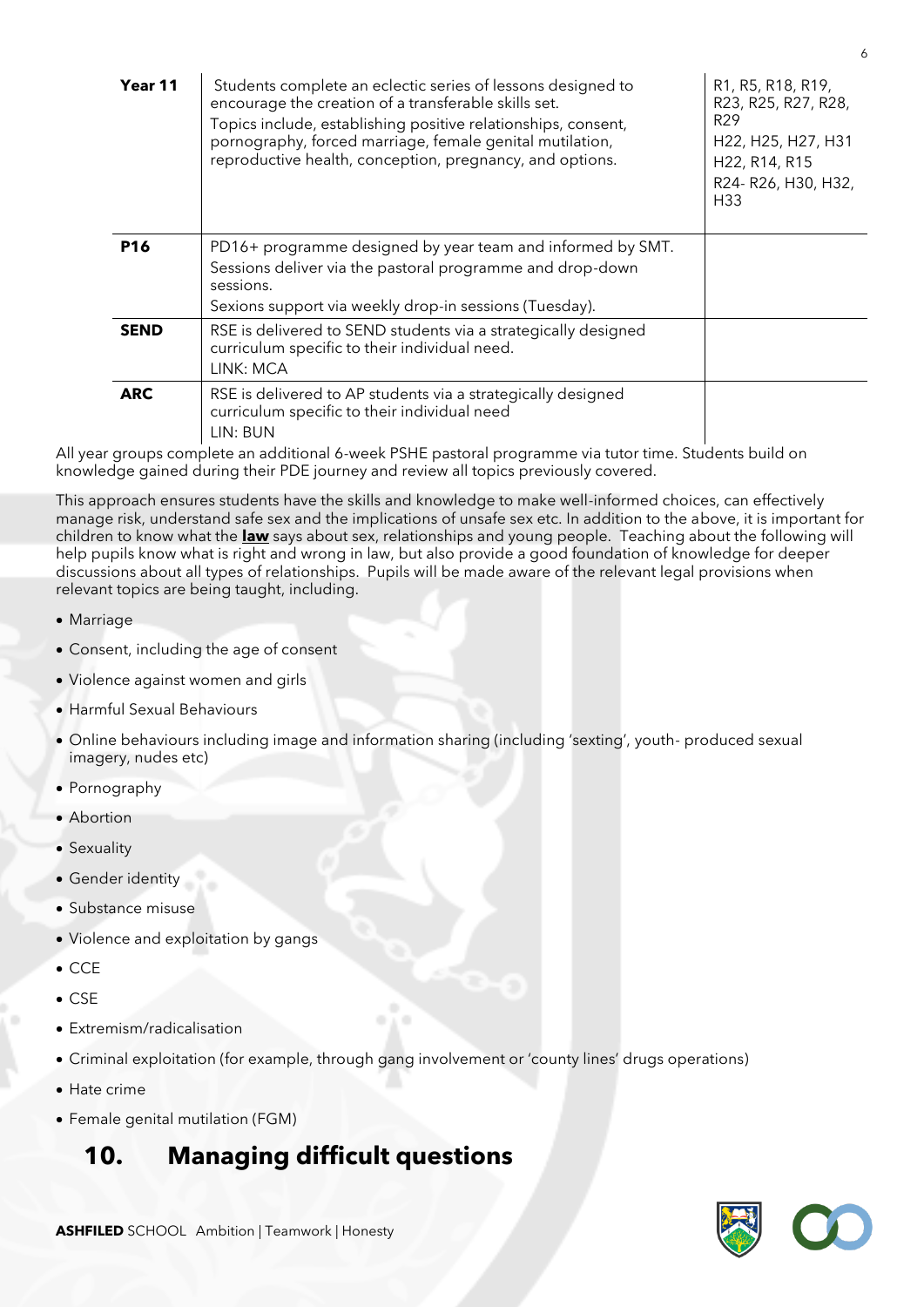| | | |
|---|---|---|
| **Year 11** | Students complete an eclectic series of lessons designed to encourage the creation of a transferable skills set.<br>Topics include, establishing positive relationships, consent, pornography, forced marriage, female genital mutilation, reproductive health, conception, pregnancy, and options. | R1, R5, R18, R19, R23, R25, R27, R28, R29<br>H22, H25, H27, H31<br>H22, R14, R15<br>R24- R26, H30, H32, H33 |
| **P16** | PD16+ programme designed by year team and informed by SMT.<br>Sessions deliver via the pastoral programme and drop-down sessions.<br>Sexions support via weekly drop-in sessions (Tuesday). | |
| **SEND** | RSE is delivered to SEND students via a strategically designed curriculum specific to their individual need.<br>LINK: MCA | |
| **ARC** | RSE is delivered to AP students via a strategically designed curriculum specific to their individual need<br>LIN: BUN | |

All year groups complete an additional 6-week PSHE pastoral programme via tutor time. Students build on knowledge gained during their PDE journey and review all topics previously covered.

This approach ensures students have the skills and knowledge to make well-informed choices, can effectively manage risk, understand safe sex and the implications of unsafe sex etc. In addition to the above, it is important for children to know what the **law** says about sex, relationships and young people. Teaching about the following will help pupils know what is right and wrong in law, but also provide a good foundation of knowledge for deeper discussions about all types of relationships. Pupils will be made aware of the relevant legal provisions when relevant topics are being taught, including.

- Marriage
- Consent, including the age of consent
- Violence against women and girls
- Harmful Sexual Behaviours
- Online behaviours including image and information sharing (including 'sexting', youth- produced sexual imagery, nudes etc)
- Pornography
- Abortion
- Sexuality
- Gender identity
- Substance misuse
- Violence and exploitation by gangs
- CCE
- CSE
- Extremism/radicalisation
- Criminal exploitation (for example, through gang involvement or 'county lines' drugs operations)
- Hate crime
- Female genital mutilation (FGM)

## 10. Managing difficult questions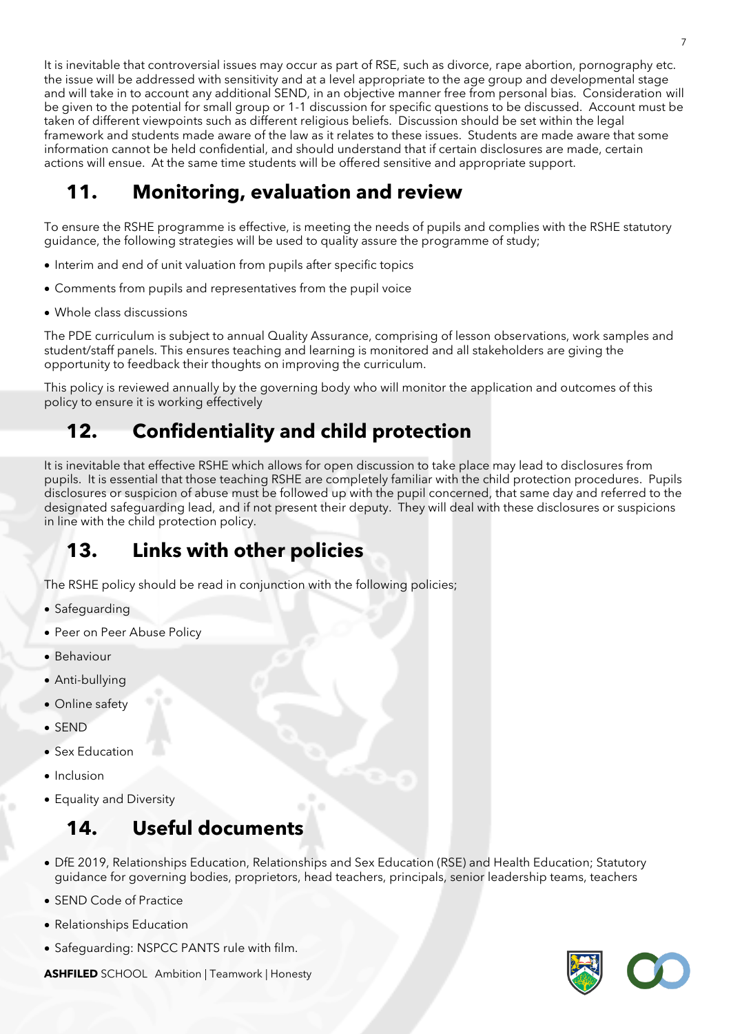It is inevitable that controversial issues may occur as part of RSE, such as divorce, rape abortion, pornography etc. the issue will be addressed with sensitivity and at a level appropriate to the age group and developmental stage and will take in to account any additional SEND, in an objective manner free from personal bias. Consideration will be given to the potential for small group or 1-1 discussion for specific questions to be discussed. Account must be taken of different viewpoints such as different religious beliefs. Discussion should be set within the legal framework and students made aware of the law as it relates to these issues. Students are made aware that some information cannot be held confidential, and should understand that if certain disclosures are made, certain actions will ensue. At the same time students will be offered sensitive and appropriate support.

## 11. Monitoring, evaluation and review

To ensure the RSHE programme is effective, is meeting the needs of pupils and complies with the RSHE statutory guidance, the following strategies will be used to quality assure the programme of study;

- Interim and end of unit valuation from pupils after specific topics
- Comments from pupils and representatives from the pupil voice
- Whole class discussions

The PDE curriculum is subject to annual Quality Assurance, comprising of lesson observations, work samples and student/staff panels. This ensures teaching and learning is monitored and all stakeholders are giving the opportunity to feedback their thoughts on improving the curriculum.

This policy is reviewed annually by the governing body who will monitor the application and outcomes of this policy to ensure it is working effectively

## 12. Confidentiality and child protection

It is inevitable that effective RSHE which allows for open discussion to take place may lead to disclosures from pupils. It is essential that those teaching RSHE are completely familiar with the child protection procedures. Pupils disclosures or suspicion of abuse must be followed up with the pupil concerned, that same day and referred to the designated safeguarding lead, and if not present their deputy. They will deal with these disclosures or suspicions in line with the child protection policy.

## 13. Links with other policies

The RSHE policy should be read in conjunction with the following policies;

- Safeguarding
- Peer on Peer Abuse Policy
- Behaviour
- Anti-bullying
- Online safety
- SEND
- Sex Education
- Inclusion
- Equality and Diversity

## 14. Useful documents

- DfE 2019, Relationships Education, Relationships and Sex Education (RSE) and Health Education; Statutory guidance for governing bodies, proprietors, head teachers, principals, senior leadership teams, teachers
- SEND Code of Practice
- Relationships Education
- Safeguarding: NSPCC PANTS rule with film.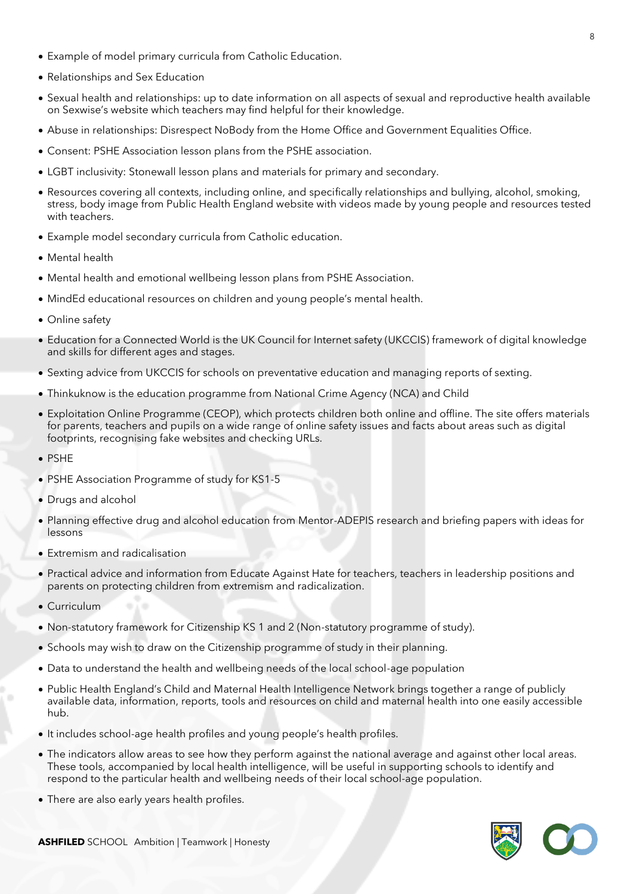- Example of model primary curricula from Catholic Education.
- Relationships and Sex Education
- Sexual health and relationships: up to date information on all aspects of sexual and reproductive health available on Sexwise's website which teachers may find helpful for their knowledge.
- Abuse in relationships: Disrespect NoBody from the Home Office and Government Equalities Office.
- Consent: PSHE Association lesson plans from the PSHE association.
- LGBT inclusivity: Stonewall lesson plans and materials for primary and secondary.
- Resources covering all contexts, including online, and specifically relationships and bullying, alcohol, smoking, stress, body image from Public Health England website with videos made by young people and resources tested with teachers.
- Example model secondary curricula from Catholic education.
- Mental health
- Mental health and emotional wellbeing lesson plans from PSHE Association.
- MindEd educational resources on children and young people's mental health.
- Online safety
- Education for a Connected World is the UK Council for Internet safety (UKCCIS) framework of digital knowledge and skills for different ages and stages.
- Sexting advice from UKCCIS for schools on preventative education and managing reports of sexting.
- Thinkuknow is the education programme from National Crime Agency (NCA) and Child
- Exploitation Online Programme (CEOP), which protects children both online and offline. The site offers materials for parents, teachers and pupils on a wide range of online safety issues and facts about areas such as digital footprints, recognising fake websites and checking URLs.
- PSHE
- PSHE Association Programme of study for KS1-5
- Drugs and alcohol
- Planning effective drug and alcohol education from Mentor-ADEPIS research and briefing papers with ideas for lessons
- Extremism and radicalisation
- Practical advice and information from Educate Against Hate for teachers, teachers in leadership positions and parents on protecting children from extremism and radicalization.
- Curriculum
- Non-statutory framework for Citizenship KS 1 and 2 (Non-statutory programme of study).
- Schools may wish to draw on the Citizenship programme of study in their planning.
- Data to understand the health and wellbeing needs of the local school-age population
- Public Health England's Child and Maternal Health Intelligence Network brings together a range of publicly available data, information, reports, tools and resources on child and maternal health into one easily accessible hub.
- It includes school-age health profiles and young people's health profiles.
- The indicators allow areas to see how they perform against the national average and against other local areas. These tools, accompanied by local health intelligence, will be useful in supporting schools to identify and respond to the particular health and wellbeing needs of their local school-age population.
- There are also early years health profiles.